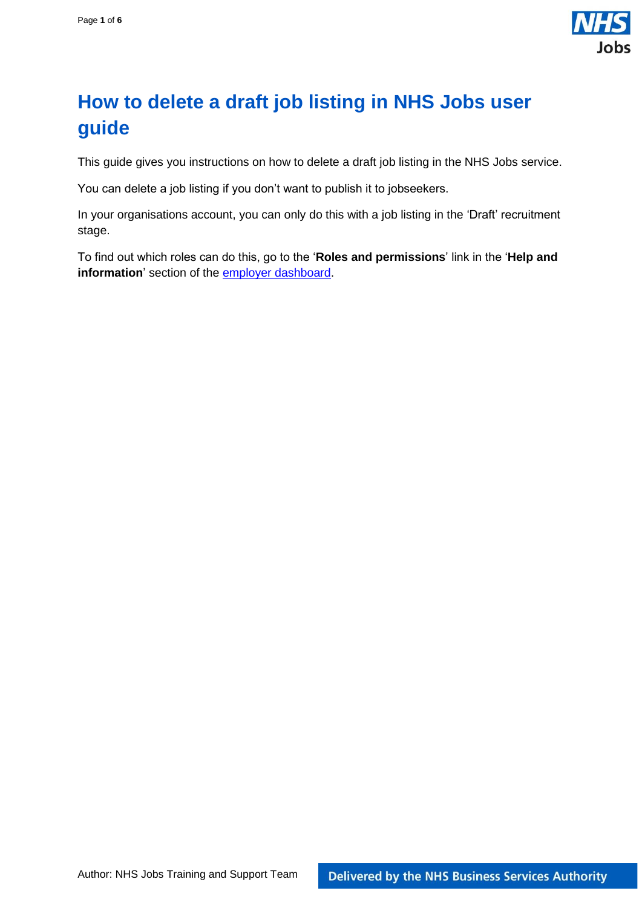# How to delete a draft job listing in NHS Jobs user guide

This guide gives you instructions on how to delete a draft job listing in the NHS Jobs service.

You can delete a job listing if you don't want to publish it to jobseekers.

In your organisations account, you can only do this with a job listing in the 'Draft' recruitment stage.

To find out which roles can do this, go to the '**Roles and permissions**' link in the '**Help and information**' section of the employer dashboard.

Author: NHS Jobs Training and Support Team

Delivered by the NHS Business Services Authority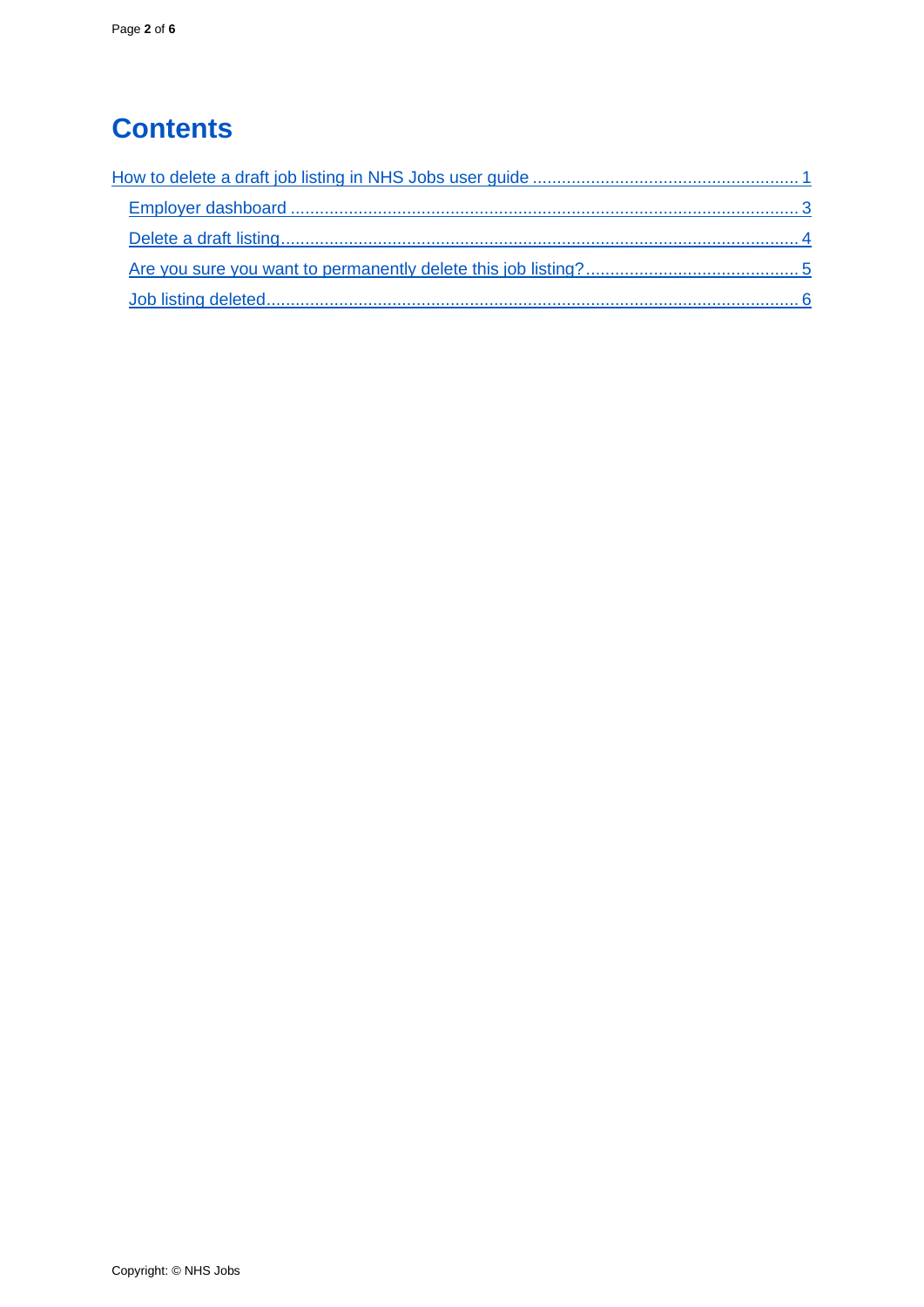# Contents

[How to delete a draft job listing in NHS Jobs user guide ........................................................ 1]

- [Employer dashboard ........................................................................................................ 3]
- [Delete a draft listing.......................................................................................................... 4]
- [Are you sure you want to permanently delete this job listing? ............................................ 5]
- [Job listing deleted............................................................................................................. 6]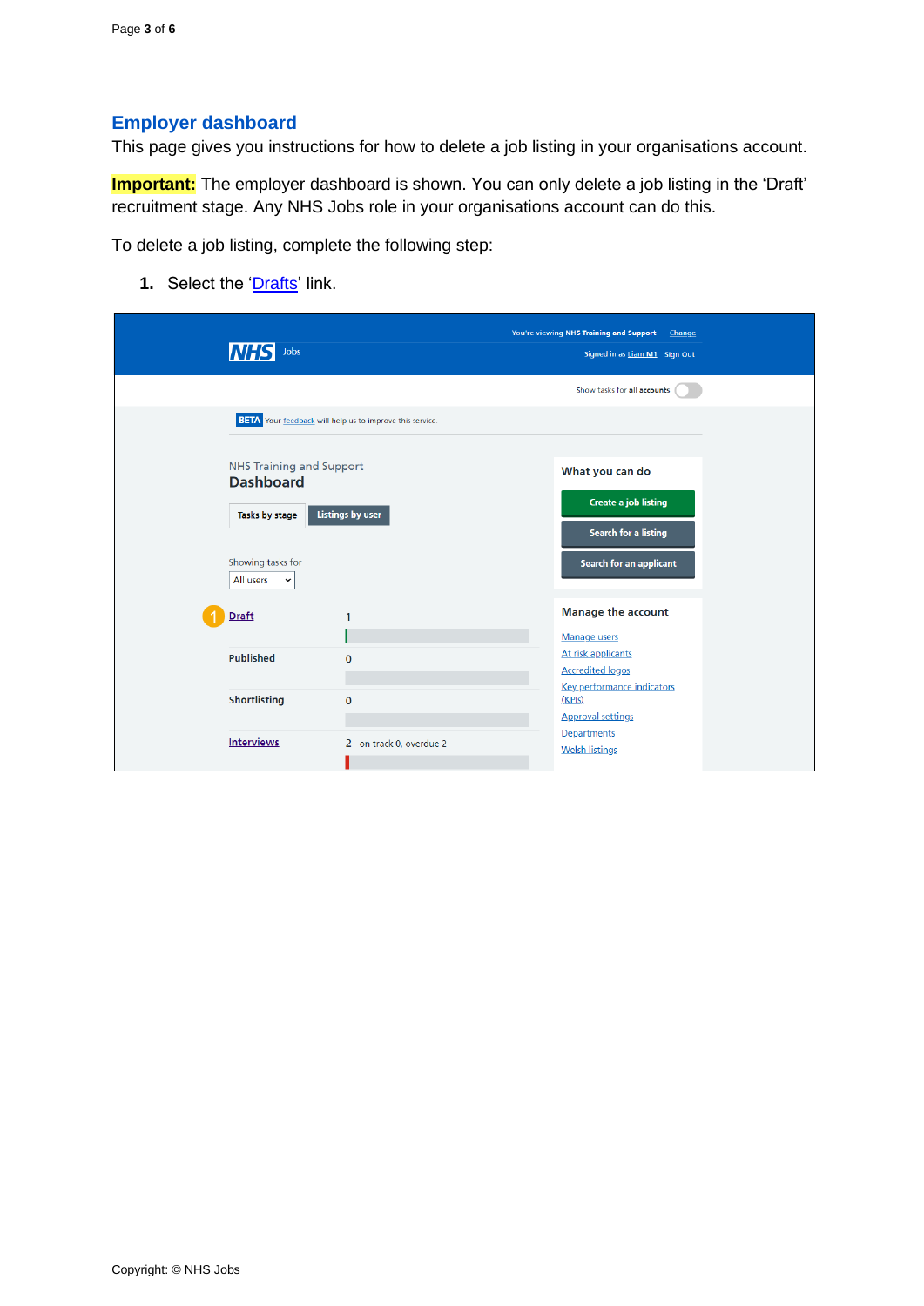## Employer dashboard

This page gives you instructions for how to delete a job listing in your organisations account.

**Important:** The employer dashboard is shown. You can only delete a job listing in the 'Draft' recruitment stage. Any NHS Jobs role in your organisations account can do this.

To delete a job listing, complete the following step:

1. Select the 'Drafts' link.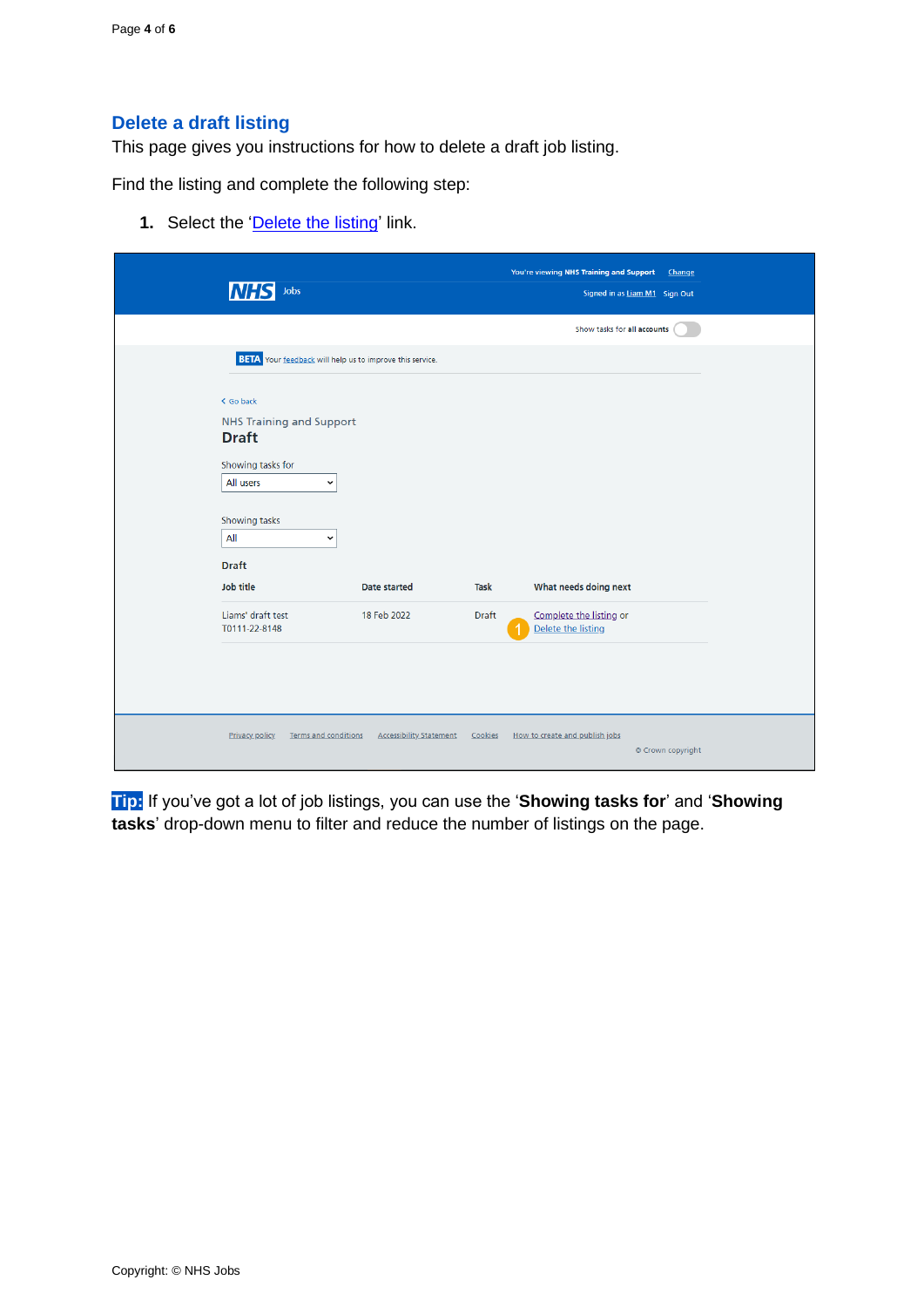## Delete a draft listing

This page gives you instructions for how to delete a draft job listing.

Find the listing and complete the following step:

1. Select the 'Delete the listing' link.

**Tip:** If you've got a lot of job listings, you can use the '**Showing tasks for**' and '**Showing tasks**' drop-down menu to filter and reduce the number of listings on the page.

Copyright: © NHS Jobs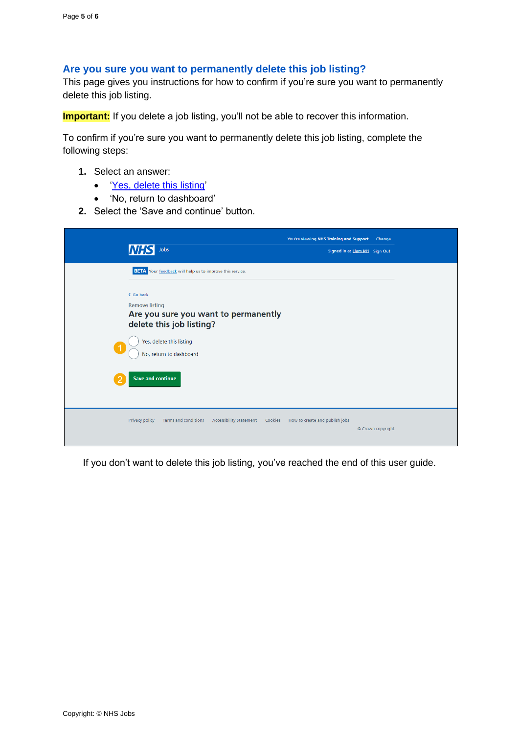## Are you sure you want to permanently delete this job listing?

This page gives you instructions for how to confirm if you're sure you want to permanently delete this job listing.

**Important:** If you delete a job listing, you'll not be able to recover this information.

To confirm if you're sure you want to permanently delete this job listing, complete the following steps:

1. Select an answer:
   - '[Yes, delete this listing](#)'
   - 'No, return to dashboard'
2. Select the 'Save and continue' button.

If you don't want to delete this job listing, you've reached the end of this user guide.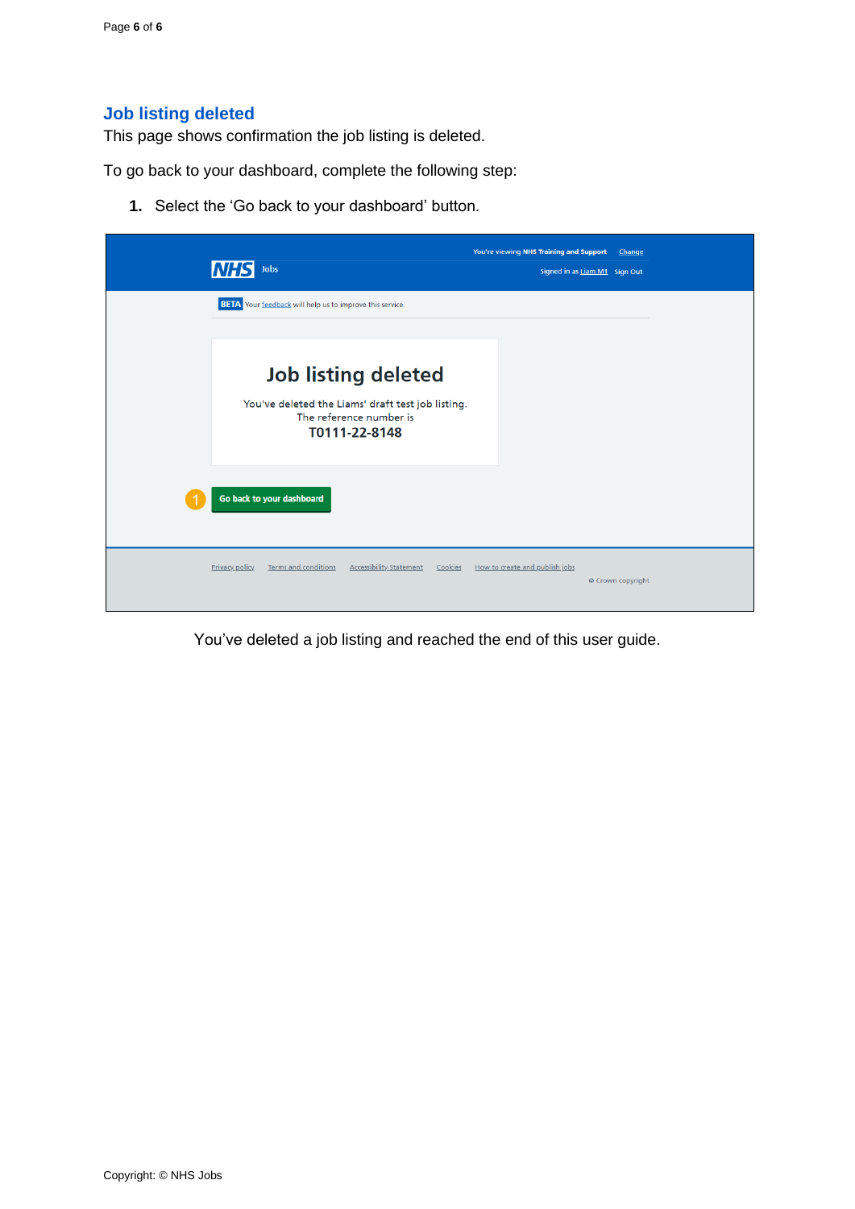## Job listing deleted

This page shows confirmation the job listing is deleted.

To go back to your dashboard, complete the following step:

1. Select the 'Go back to your dashboard' button.

You've deleted a job listing and reached the end of this user guide.